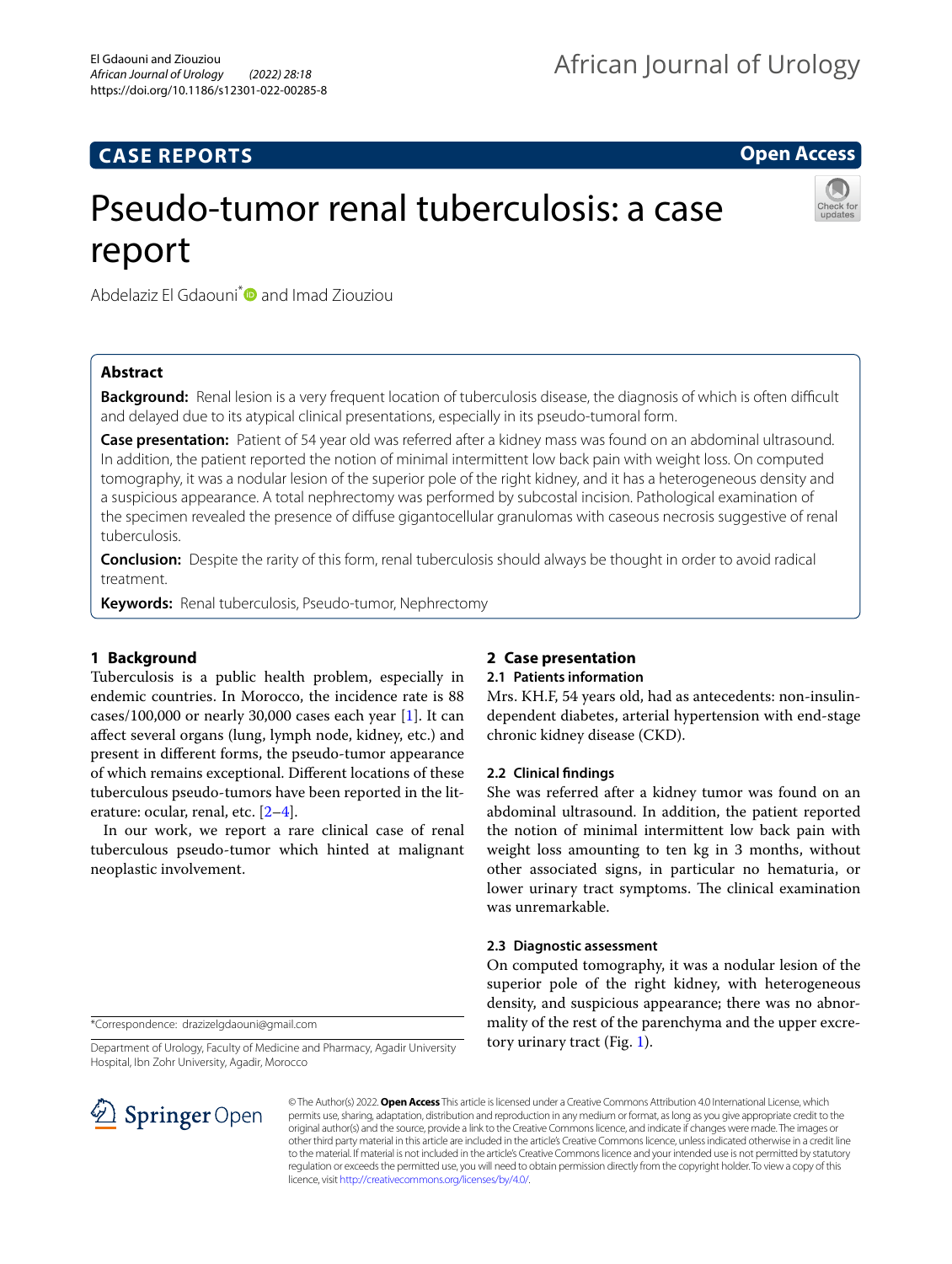**CASE REPORTS**

**Open Access**

# Pseudo-tumor renal tuberculosis: a case report

Abdelaziz El Gdaouni* and Imad Ziouziou

## Abstract

**Background:** Renal lesion is a very frequent location of tuberculosis disease, the diagnosis of which is often difficult and delayed due to its atypical clinical presentations, especially in its pseudo-tumoral form.

**Case presentation:** Patient of 54 year old was referred after a kidney mass was found on an abdominal ultrasound. In addition, the patient reported the notion of minimal intermittent low back pain with weight loss. On computed tomography, it was a nodular lesion of the superior pole of the right kidney, and it has a heterogeneous density and a suspicious appearance. A total nephrectomy was performed by subcostal incision. Pathological examination of the specimen revealed the presence of diffuse gigantocellular granulomas with caseous necrosis suggestive of renal tuberculosis.

**Conclusion:** Despite the rarity of this form, renal tuberculosis should always be thought in order to avoid radical treatment.

**Keywords:** Renal tuberculosis, Pseudo-tumor, Nephrectomy

## 1 Background

Tuberculosis is a public health problem, especially in endemic countries. In Morocco, the incidence rate is 88 cases/100,000 or nearly 30,000 cases each year [1]. It can affect several organs (lung, lymph node, kidney, etc.) and present in different forms, the pseudo-tumor appearance of which remains exceptional. Different locations of these tuberculous pseudo-tumors have been reported in the literature: ocular, renal, etc. [2–4].

In our work, we report a rare clinical case of renal tuberculous pseudo-tumor which hinted at malignant neoplastic involvement.

## 2 Case presentation

### 2.1 Patients information

Mrs. KH.F, 54 years old, had as antecedents: non-insulin-dependent diabetes, arterial hypertension with end-stage chronic kidney disease (CKD).

### 2.2 Clinical findings

She was referred after a kidney tumor was found on an abdominal ultrasound. In addition, the patient reported the notion of minimal intermittent low back pain with weight loss amounting to ten kg in 3 months, without other associated signs, in particular no hematuria, or lower urinary tract symptoms. The clinical examination was unremarkable.

### 2.3 Diagnostic assessment

On computed tomography, it was a nodular lesion of the superior pole of the right kidney, with heterogeneous density, and suspicious appearance; there was no abnormality of the rest of the parenchyma and the upper excretory urinary tract (Fig. 1).

*Correspondence: drazizelgdaouni@gmail.com

Department of Urology, Faculty of Medicine and Pharmacy, Agadir University Hospital, Ibn Zohr University, Agadir, Morocco

© The Author(s) 2022. **Open Access** This article is licensed under a Creative Commons Attribution 4.0 International License, which permits use, sharing, adaptation, distribution and reproduction in any medium or format, as long as you give appropriate credit to the original author(s) and the source, provide a link to the Creative Commons licence, and indicate if changes were made. The images or other third party material in this article are included in the article's Creative Commons licence, unless indicated otherwise in a credit line to the material. If material is not included in the article's Creative Commons licence and your intended use is not permitted by statutory regulation or exceeds the permitted use, you will need to obtain permission directly from the copyright holder. To view a copy of this licence, visit http://creativecommons.org/licenses/by/4.0/.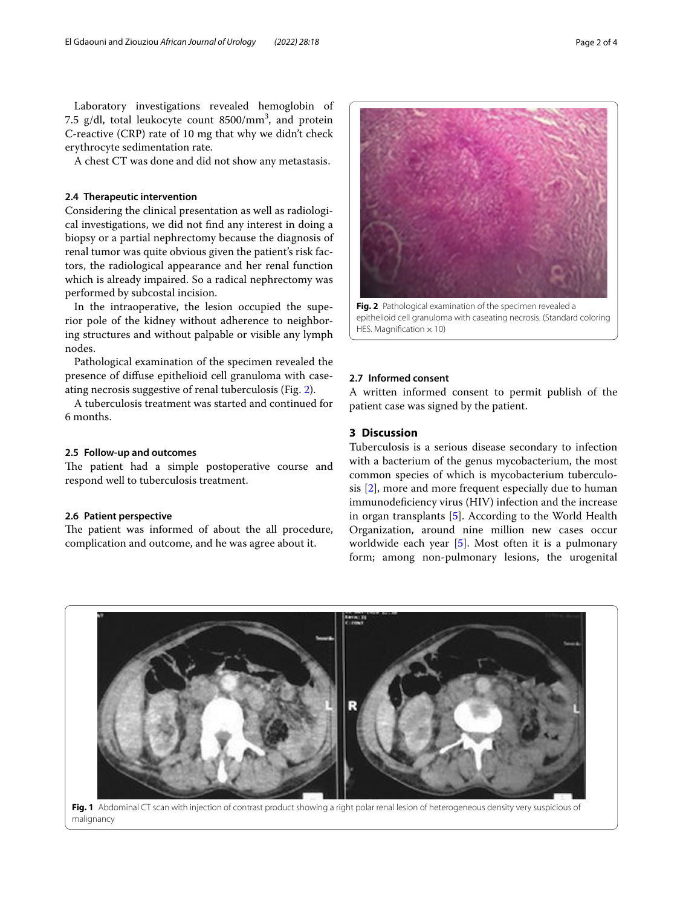Laboratory investigations revealed hemoglobin of 7.5 g/dl, total leukocyte count 8500/mm$^3$, and protein C-reactive (CRP) rate of 10 mg that why we didn't check erythrocyte sedimentation rate.

A chest CT was done and did not show any metastasis.

### 2.4 Therapeutic intervention

Considering the clinical presentation as well as radiological investigations, we did not find any interest in doing a biopsy or a partial nephrectomy because the diagnosis of renal tumor was quite obvious given the patient's risk factors, the radiological appearance and her renal function which is already impaired. So a radical nephrectomy was performed by subcostal incision.

In the intraoperative, the lesion occupied the superior pole of the kidney without adherence to neighboring structures and without palpable or visible any lymph nodes.

Pathological examination of the specimen revealed the presence of diffuse epithelioid cell granuloma with caseating necrosis suggestive of renal tuberculosis (Fig. 2).

A tuberculosis treatment was started and continued for 6 months.

### 2.5 Follow-up and outcomes

The patient had a simple postoperative course and respond well to tuberculosis treatment.

### 2.6 Patient perspective

The patient was informed of about the all procedure, complication and outcome, and he was agree about it.

**Fig. 2** Pathological examination of the specimen revealed a epithelioid cell granuloma with caseating necrosis. (Standard coloring HES. Magnification × 10)

### 2.7 Informed consent

A written informed consent to permit publish of the patient case was signed by the patient.

## 3 Discussion

Tuberculosis is a serious disease secondary to infection with a bacterium of the genus mycobacterium, the most common species of which is mycobacterium tuberculosis [2], more and more frequent especially due to human immunodeficiency virus (HIV) infection and the increase in organ transplants [5]. According to the World Health Organization, around nine million new cases occur worldwide each year [5]. Most often it is a pulmonary form; among non-pulmonary lesions, the urogenital

**Fig. 1** Abdominal CT scan with injection of contrast product showing a right polar renal lesion of heterogeneous density very suspicious of malignancy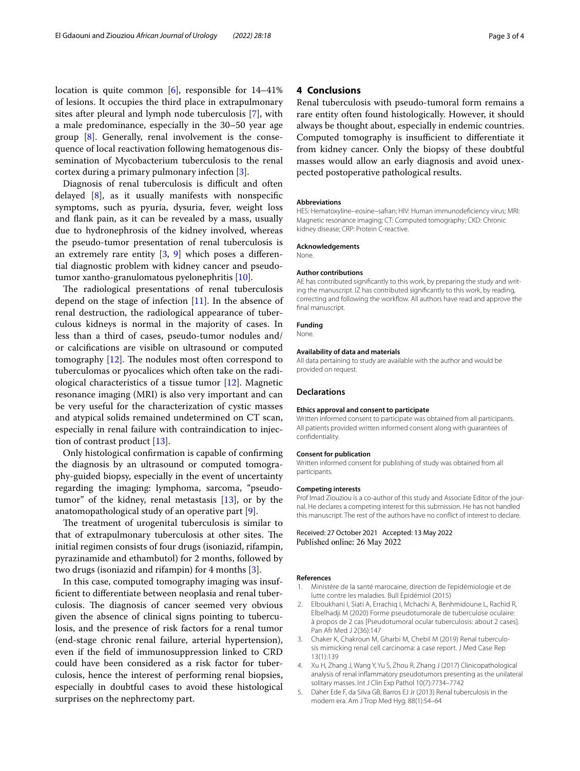location is quite common [6], responsible for 14–41% of lesions. It occupies the third place in extrapulmonary sites after pleural and lymph node tuberculosis [7], with a male predominance, especially in the 30–50 year age group [8]. Generally, renal involvement is the consequence of local reactivation following hematogenous dissemination of Mycobacterium tuberculosis to the renal cortex during a primary pulmonary infection [3].

Diagnosis of renal tuberculosis is difficult and often delayed [8], as it usually manifests with nonspecific symptoms, such as pyuria, dysuria, fever, weight loss and flank pain, as it can be revealed by a mass, usually due to hydronephrosis of the kidney involved, whereas the pseudo-tumor presentation of renal tuberculosis is an extremely rare entity [3, 9] which poses a differential diagnostic problem with kidney cancer and pseudotumor xantho-granulomatous pyelonephritis [10].

The radiological presentations of renal tuberculosis depend on the stage of infection [11]. In the absence of renal destruction, the radiological appearance of tuberculous kidneys is normal in the majority of cases. In less than a third of cases, pseudo-tumor nodules and/or calcifications are visible on ultrasound or computed tomography [12]. The nodules most often correspond to tuberculomas or pyocalices which often take on the radiological characteristics of a tissue tumor [12]. Magnetic resonance imaging (MRI) is also very important and can be very useful for the characterization of cystic masses and atypical solids remained undetermined on CT scan, especially in renal failure with contraindication to injection of contrast product [13].

Only histological confirmation is capable of confirming the diagnosis by an ultrasound or computed tomography-guided biopsy, especially in the event of uncertainty regarding the imaging: lymphoma, sarcoma, "pseudotumor" of the kidney, renal metastasis [13], or by the anatomopathological study of an operative part [9].

The treatment of urogenital tuberculosis is similar to that of extrapulmonary tuberculosis at other sites. The initial regimen consists of four drugs (isoniazid, rifampin, pyrazinamide and ethambutol) for 2 months, followed by two drugs (isoniazid and rifampin) for 4 months [3].

In this case, computed tomography imaging was insufficient to differentiate between neoplasia and renal tuberculosis. The diagnosis of cancer seemed very obvious given the absence of clinical signs pointing to tuberculosis, and the presence of risk factors for a renal tumor (end-stage chronic renal failure, arterial hypertension), even if the field of immunosuppression linked to CRD could have been considered as a risk factor for tuberculosis, hence the interest of performing renal biopsies, especially in doubtful cases to avoid these histological surprises on the nephrectomy part.

## 4 Conclusions

Renal tuberculosis with pseudo-tumoral form remains a rare entity often found histologically. However, it should always be thought about, especially in endemic countries. Computed tomography is insufficient to differentiate it from kidney cancer. Only the biopsy of these doubtful masses would allow an early diagnosis and avoid unexpected postoperative pathological results.

#### Abbreviations

HES: Hematoxyline–eosine–safran; HIV: Human immunodeficiency virus; MRI: Magnetic resonance imaging; CT: Computed tomography; CKD: Chronic kidney disease; CRP: Protein C-reactive.

#### Acknowledgements

None.

#### Author contributions

AE has contributed significantly to this work, by preparing the study and writing the manuscript. IZ has contributed significantly to this work, by reading, correcting and following the workflow. All authors have read and approve the final manuscript.

#### Funding

None.

#### Availability of data and materials

All data pertaining to study are available with the author and would be provided on request.

### Declarations

#### Ethics approval and consent to participate

Written informed consent to participate was obtained from all participants. All patients provided written informed consent along with guarantees of confidentiality.

#### Consent for publication

Written informed consent for publishing of study was obtained from all participants.

#### Competing interests

Prof Imad Ziouziou is a co-author of this study and Associate Editor of the journal. He declares a competing interest for this submission. He has not handled this manuscript. The rest of the authors have no conflict of interest to declare.

Received: 27 October 2021 Accepted: 13 May 2022
Published online: 26 May 2022

#### References

1. Ministère de la santé marocaine, direction de l'epidémiologie et de lutte contre les maladies. Bull Epidémiol (2015)
2. Elboukhani I, Siati A, Errachiq I, Mchachi A, Benhmidoune L, Rachid R, Elbelhadji M (2020) Forme pseudotumorale de tuberculose oculaire: à propos de 2 cas [Pseudotumoral ocular tuberculosis: about 2 cases]. Pan Afr Med J 2(36):147
3. Chaker K, Chakroun M, Gharbi M, Chebil M (2019) Renal tuberculosis mimicking renal cell carcinoma: a case report. J Med Case Rep 13(1):139
4. Xu H, Zhang J, Wang Y, Yu S, Zhou R, Zhang J (2017) Clinicopathological analysis of renal inflammatory pseudotumors presenting as the unilateral solitary masses. Int J Clin Exp Pathol 10(7):7734–7742
5. Daher Ede F, da Silva GB, Barros EJ Jr (2013) Renal tuberculosis in the modern era. Am J Trop Med Hyg. 88(1):54–64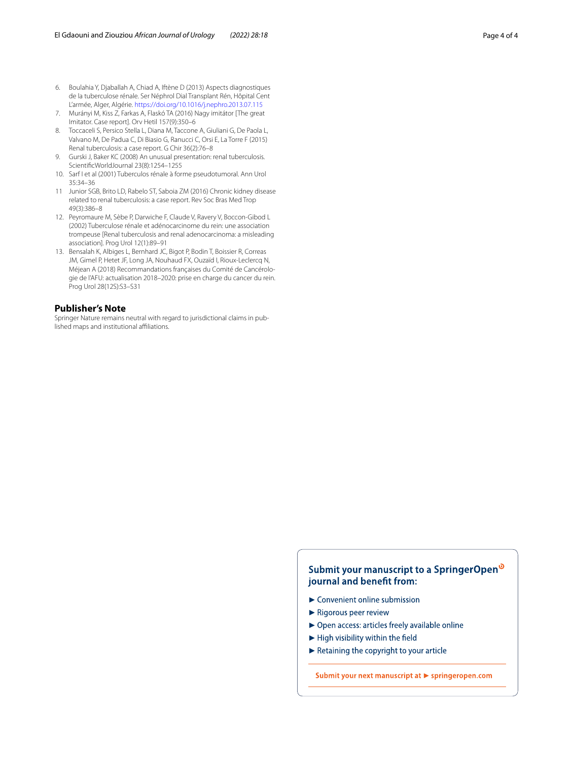6. Boulahia Y, Djaballah A, Chiad A, Iftène D (2013) Aspects diagnostiques de la tuberculose rénale. Ser Néphrol Dial Transplant Rén, Hôpital Cent L'armée, Alger, Algérie. https://doi.org/10.1016/j.nephro.2013.07.115
7. Murányi M, Kiss Z, Farkas A, Flaskó TA (2016) Nagy imitátor [The great Imitator. Case report]. Orv Hetil 157(9):350–6
8. Toccaceli S, Persico Stella L, Diana M, Taccone A, Giuliani G, De Paola L, Valvano M, De Padua C, Di Biasio G, Ranucci C, Orsi E, La Torre F (2015) Renal tuberculosis: a case report. G Chir 36(2):76–8
9. Gurski J, Baker KC (2008) An unusual presentation: renal tuberculosis. ScientificWorldJournal 23(8):1254–1255
10. Sarf I et al (2001) Tuberculos rénale à forme pseudotumoral. Ann Urol 35:34–36
11. Junior SGB, Brito LD, Rabelo ST, Saboia ZM (2016) Chronic kidney disease related to renal tuberculosis: a case report. Rev Soc Bras Med Trop 49(3):386–8
12. Peyromaure M, Sèbe P, Darwiche F, Claude V, Ravery V, Boccon-Gibod L (2002) Tuberculose rénale et adénocarcinome du rein: une association trompeuse [Renal tuberculosis and renal adenocarcinoma: a misleading association]. Prog Urol 12(1):89–91
13. Bensalah K, Albiges L, Bernhard JC, Bigot P, Bodin T, Boissier R, Correas JM, Gimel P, Hetet JF, Long JA, Nouhaud FX, Ouzaïd I, Rioux-Leclercq N, Méjean A (2018) Recommandations françaises du Comité de Cancérologie de l'AFU: actualisation 2018–2020: prise en charge du cancer du rein. Prog Urol 28(12S):S3–S31

## Publisher's Note

Springer Nature remains neutral with regard to jurisdictional claims in published maps and institutional affiliations.

**Submit your manuscript to a SpringerOpen journal and benefit from:**

- ► Convenient online submission
- ► Rigorous peer review
- ► Open access: articles freely available online
- ► High visibility within the field
- ► Retaining the copyright to your article

**Submit your next manuscript at ► springeropen.com**